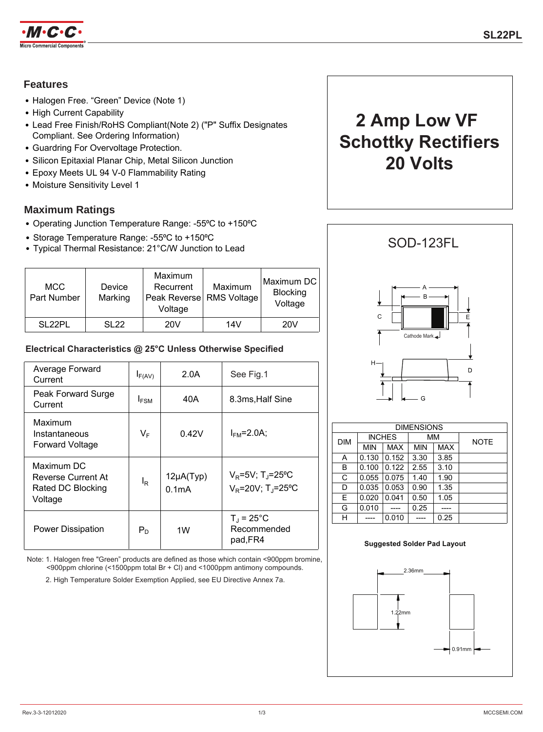# SL22PL

## Features

- Halogen Free. "Green" Device (Note 1)
- High Current Capability
- Lead Free Finish/RoHS Compliant(Note 2) ("P" Suffix Designates Compliant. See Ordering Information)
- Guardring For Overvoltage Protection.
- Silicon Epitaxial Planar Chip, Metal Silicon Junction
- Epoxy Meets UL 94 V-0 Flammability Rating
- Moisture Sensitivity Level 1

# 2 Amp Low VF Schottky Rectifiers 20 Volts

## Maximum Ratings

- Operating Junction Temperature Range: -55ºC to +150ºC
- Storage Temperature Range: -55ºC to +150ºC
- Typical Thermal Resistance: 21°C/W Junction to Lead

| MCC Part Number | Device Marking | Maximum Recurrent Peak Reverse Voltage | Maximum RMS Voltage | Maximum DC Blocking Voltage |
|---|---|---|---|---|
| SL22PL | SL22 | 20V | 14V | 20V |

### Electrical Characteristics @ 25°C Unless Otherwise Specified

| | | | |
|---|---|---|---|
| Average Forward Current | $I_{F(AV)}$ | 2.0A | See Fig.1 |
| Peak Forward Surge Current | $I_{FSM}$ | 40A | 8.3ms,Half Sine |
| Maximum Instantaneous Forward Voltage | $V_F$ | 0.42V | $I_{FM}$=2.0A; |
| Maximum DC Reverse Current At Rated DC Blocking Voltage | $I_R$ | 12μA(Typ)<br>0.1mA | $V_R$=5V; $T_J$=25ºC<br>$V_R$=20V; $T_J$=25ºC |
| Power Dissipation | $P_D$ | 1W | $T_J$ = 25°C Recommended pad,FR4 |

Note: 1. Halogen free "Green" products are defined as those which contain <900ppm bromine, <900ppm chlorine (<1500ppm total Br + Cl) and <1000ppm antimony compounds.

2. High Temperature Solder Exemption Applied, see EU Directive Annex 7a.

## SOD-123FL

Cathode Mark

| DIM | INCHES | | MM | | NOTE |
|---|---|---|---|---|---|
| | MIN | MAX | MIN | MAX | |
| A | 0.130 | 0.152 | 3.30 | 3.85 | |
| B | 0.100 | 0.122 | 2.55 | 3.10 | |
| C | 0.055 | 0.075 | 1.40 | 1.90 | |
| D | 0.035 | 0.053 | 0.90 | 1.35 | |
| E | 0.020 | 0.041 | 0.50 | 1.05 | |
| G | 0.010 | ---- | 0.25 | ---- | |
| H | ---- | 0.010 | ---- | 0.25 | |

**Suggested Solder Pad Layout**

2.36mm

1.22mm

0.91mm

Rev.3-3-12012020

MCCSEMI.COM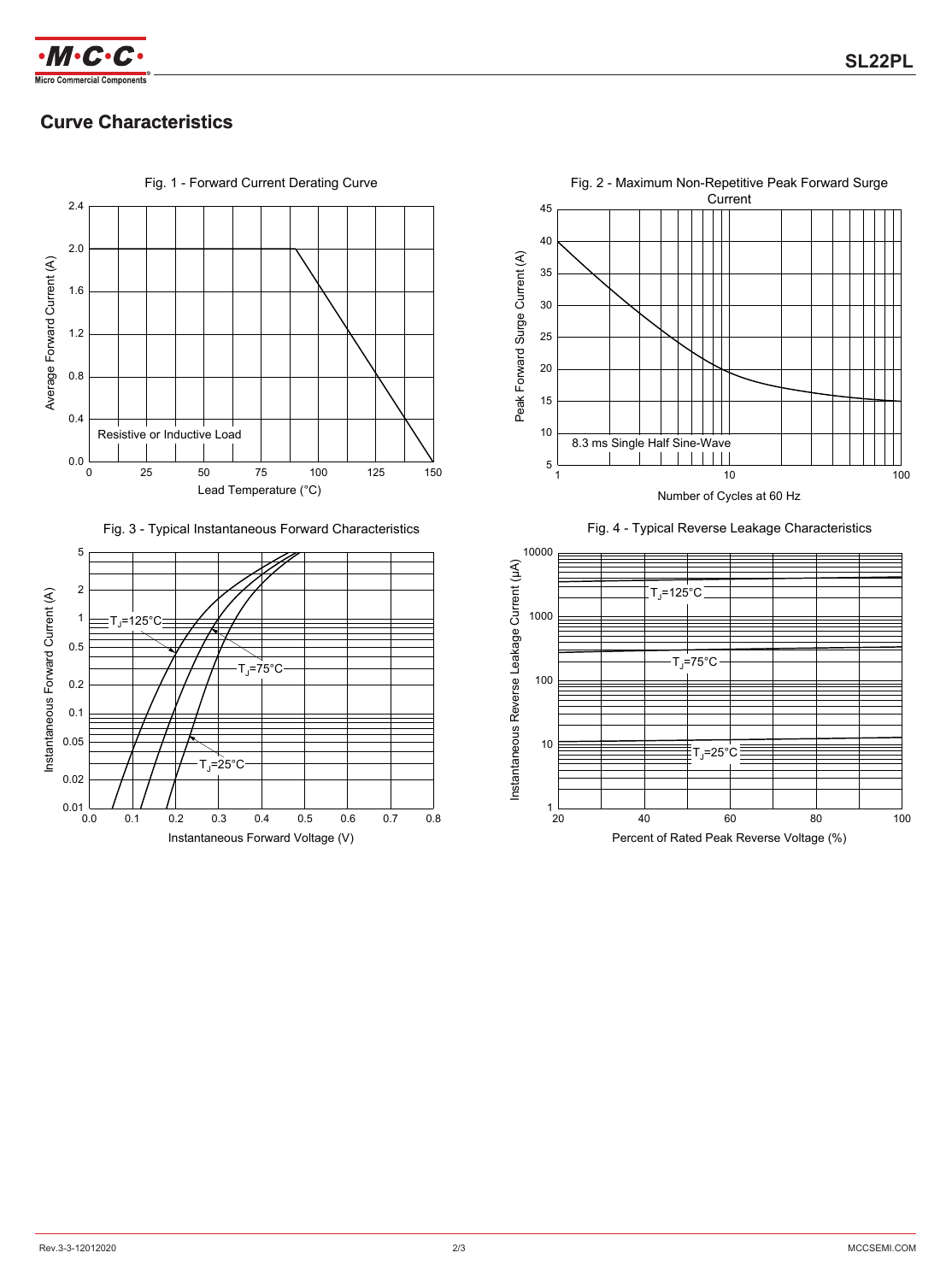## Curve Characteristics

Fig. 1 - Forward Current Derating Curve

Average Forward Current (A)

Resistive or Inductive Load

Lead Temperature (°C)

Fig. 2 - Maximum Non-Repetitive Peak Forward Surge Current

Peak Forward Surge Current (A)

8.3 ms Single Half Sine-Wave

Number of Cycles at 60 Hz

Fig. 3 - Typical Instantaneous Forward Characteristics

Instantaneous Forward Current (A)

$T_J$=125°C

$T_J$=75°C

$T_J$=25°C

Instantaneous Forward Voltage (V)

Fig. 4 - Typical Reverse Leakage Characteristics

Instantaneous Reverse Leakage Current (μA)

$T_J$=125°C

$T_J$=75°C

$T_J$=25°C

Percent of Rated Peak Reverse Voltage (%)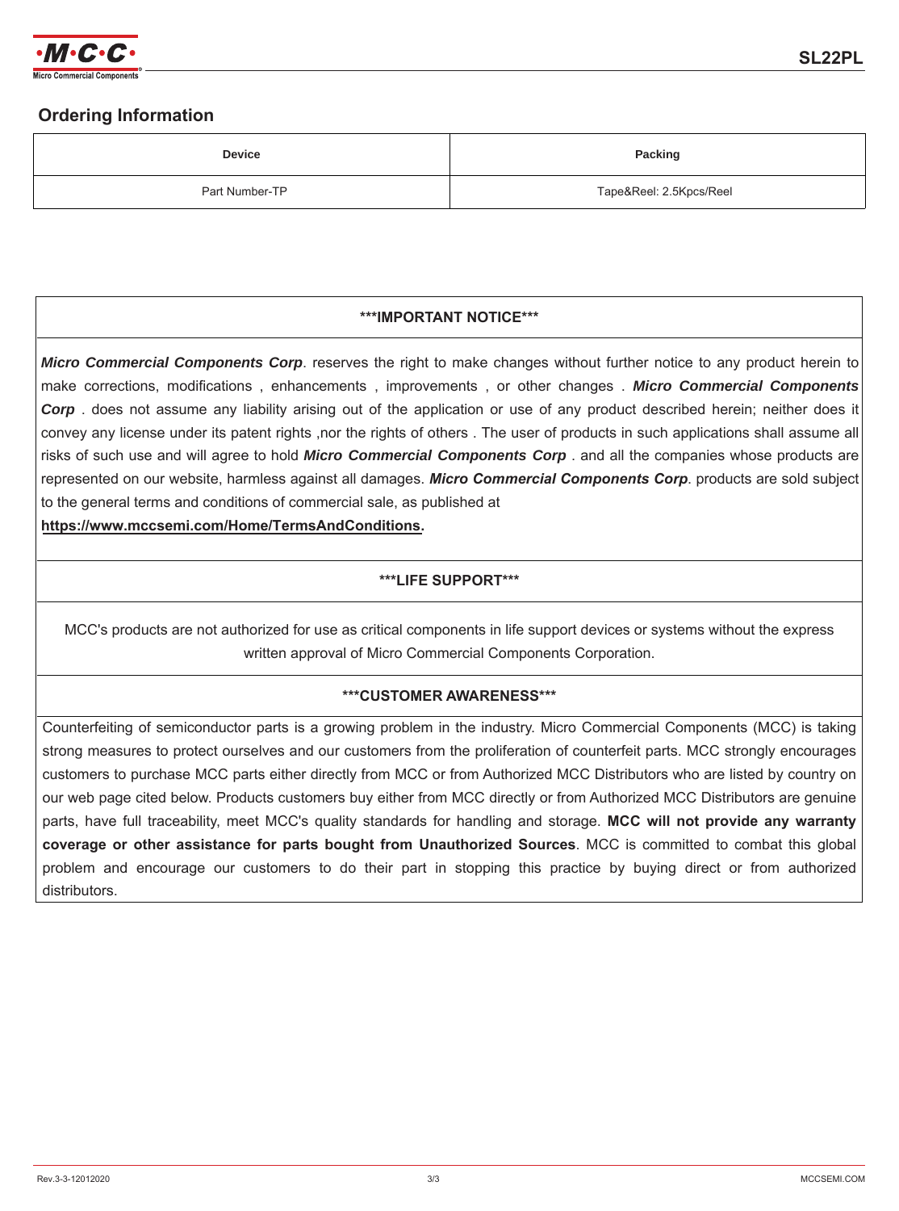## Ordering Information

| Device | Packing |
| --- | --- |
| Part Number-TP | Tape&Reel: 2.5Kpcs/Reel |

**\*\*\*IMPORTANT NOTICE\*\*\***

***Micro Commercial Components Corp***. reserves the right to make changes without further notice to any product herein to make corrections, modifications , enhancements , improvements , or other changes . ***Micro Commercial Components Corp*** . does not assume any liability arising out of the application or use of any product described herein; neither does it convey any license under its patent rights ,nor the rights of others . The user of products in such applications shall assume all risks of such use and will agree to hold ***Micro Commercial Components Corp*** . and all the companies whose products are represented on our website, harmless against all damages. ***Micro Commercial Components Corp***. products are sold subject to the general terms and conditions of commercial sale, as published at
**https://www.mccsemi.com/Home/TermsAndConditions.**

**\*\*\*LIFE SUPPORT\*\*\***

MCC's products are not authorized for use as critical components in life support devices or systems without the express written approval of Micro Commercial Components Corporation.

**\*\*\*CUSTOMER AWARENESS\*\*\***

Counterfeiting of semiconductor parts is a growing problem in the industry. Micro Commercial Components (MCC) is taking strong measures to protect ourselves and our customers from the proliferation of counterfeit parts. MCC strongly encourages customers to purchase MCC parts either directly from MCC or from Authorized MCC Distributors who are listed by country on our web page cited below. Products customers buy either from MCC directly or from Authorized MCC Distributors are genuine parts, have full traceability, meet MCC's quality standards for handling and storage. **MCC will not provide any warranty coverage or other assistance for parts bought from Unauthorized Sources**. MCC is committed to combat this global problem and encourage our customers to do their part in stopping this practice by buying direct or from authorized distributors.